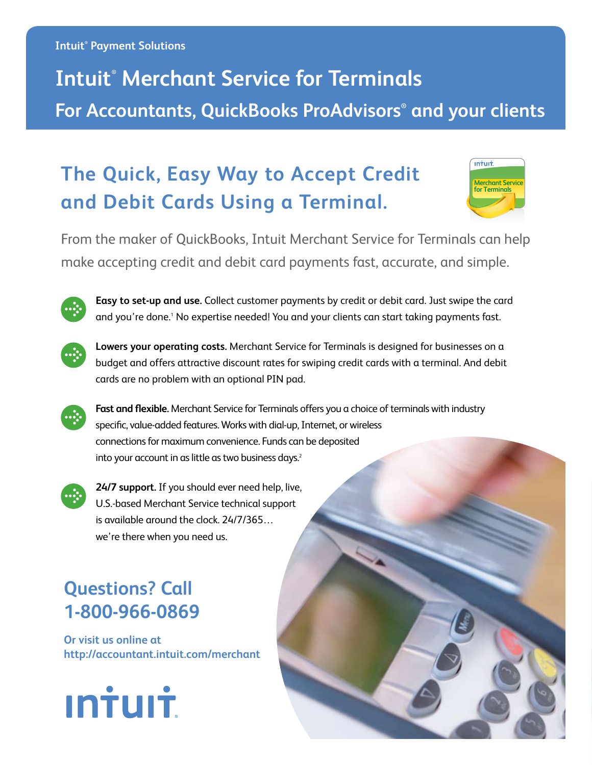Intuit® Payment Solutions

# Intuit® Merchant Service for Terminals

## For Accountants, QuickBooks ProAdvisors® and your clients

## The Quick, Easy Way to Accept Credit and Debit Cards Using a Terminal.

From the maker of QuickBooks, Intuit Merchant Service for Terminals can help make accepting credit and debit card payments fast, accurate, and simple.

- **Easy to set-up and use.** Collect customer payments by credit or debit card. Just swipe the card and you're done.[1] No expertise needed! You and your clients can start taking payments fast.

- **Lowers your operating costs.** Merchant Service for Terminals is designed for businesses on a budget and offers attractive discount rates for swiping credit cards with a terminal. And debit cards are no problem with an optional PIN pad.

- **Fast and flexible.** Merchant Service for Terminals offers you a choice of terminals with industry specific, value-added features. Works with dial-up, Internet, or wireless connections for maximum convenience. Funds can be deposited into your account in as little as two business days.[2]

- **24/7 support.** If you should ever need help, live, U.S.-based Merchant Service technical support is available around the clock. 24/7/365… we're there when you need us.

## Questions? Call 1-800-966-0869

**Or visit us online at http://accountant.intuit.com/merchant**

intuit®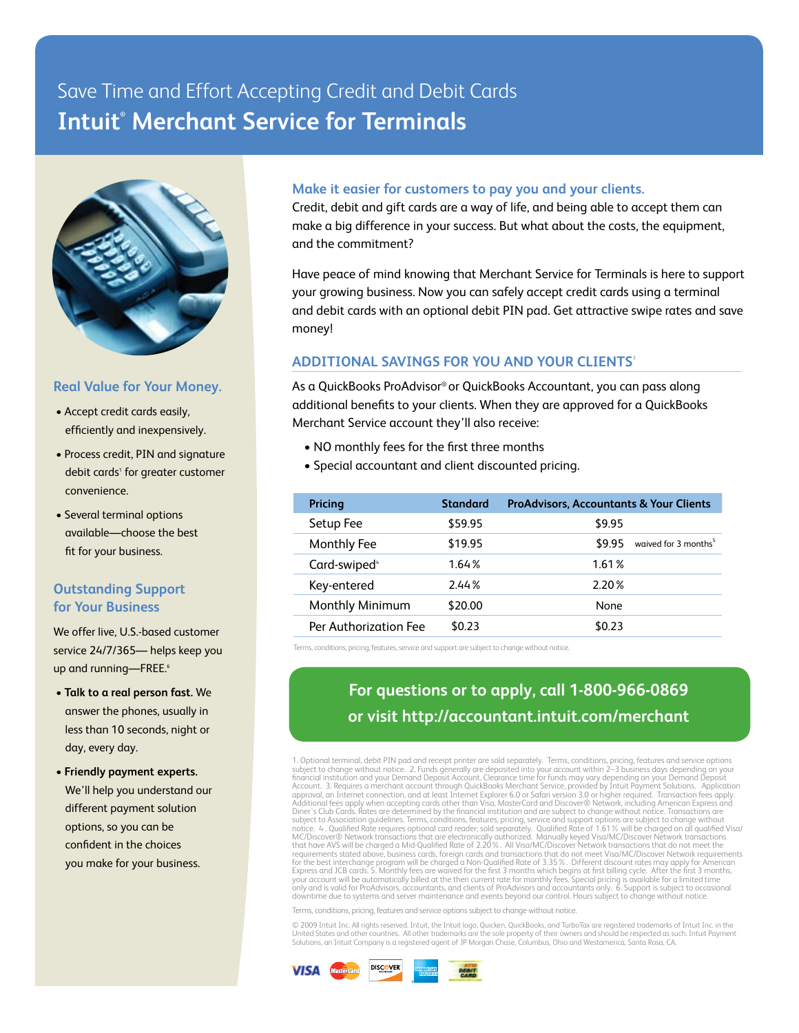Save Time and Effort Accepting Credit and Debit Cards

# Intuit® Merchant Service for Terminals

## Real Value for Your Money.

- Accept credit cards easily, efficiently and inexpensively.
- Process credit, PIN and signature debit cards[1] for greater customer convenience.
- Several terminal options available—choose the best fit for your business.

## Outstanding Support for Your Business

We offer live, U.S.-based customer service 24/7/365— helps keep you up and running—FREE.[6]

- **Talk to a real person fast.** We answer the phones, usually in less than 10 seconds, night or day, every day.
- **Friendly payment experts.** We'll help you understand our different payment solution options, so you can be confident in the choices you make for your business.

## Make it easier for customers to pay you and your clients.

Credit, debit and gift cards are a way of life, and being able to accept them can make a big difference in your success. But what about the costs, the equipment, and the commitment?

Have peace of mind knowing that Merchant Service for Terminals is here to support your growing business. Now you can safely accept credit cards using a terminal and debit cards with an optional debit PIN pad. Get attractive swipe rates and save money!

## ADDITIONAL SAVINGS FOR YOU AND YOUR CLIENTS[3]

As a QuickBooks ProAdvisor® or QuickBooks Accountant, you can pass along additional benefits to your clients. When they are approved for a QuickBooks Merchant Service account they'll also receive:

- NO monthly fees for the first three months
- Special accountant and client discounted pricing.

| Pricing | Standard | ProAdvisors, Accountants & Your Clients |
|---|---|---|
| Setup Fee | $59.95 | $9.95 |
| Monthly Fee | $19.95 | $9.95 waived for 3 months[5] |
| Card-swiped[4] | 1.64% | 1.61% |
| Key-entered | 2.44% | 2.20% |
| Monthly Minimum | $20.00 | None |
| Per Authorization Fee | $0.23 | $0.23 |

Terms, conditions, pricing, features, service and support are subject to change without notice.

**For questions or to apply, call 1-800-966-0869 or visit http://accountant.intuit.com/merchant**

1. Optional terminal, debit PIN pad and receipt printer are sold separately. Terms, conditions, pricing, features and service options subject to change without notice. 2. Funds generally are deposited into your account within 2–3 business days depending on your financial institution and your Demand Deposit Account. Clearance time for funds may vary depending on your Demand Deposit Account. 3. Requires a merchant account through QuickBooks Merchant Service, provided by Intuit Payment Solutions. Application approval, an Internet connection, and at least Internet Explorer 6.0 or Safari version 3.0 or higher required. Transaction fees apply. Additional fees apply when accepting cards other than Visa, MasterCard and Discover® Network, including American Express and Diner's Club Cards. Rates are determined by the financial institution and are subject to change without notice. Transactions are subject to Association guidelines. Terms, conditions, features, pricing, service and support options are subject to change without notice. 4. Qualified Rate requires optional card reader; sold separately. Qualified Rate of 1.61% will be charged on all qualified Visa/MC/Discover® Network transactions that are electronically authorized. Manually keyed Visa/MC/Discover Network transactions that have AVS will be charged a Mid-Qualified Rate of 2.20%. All Visa/MC/Discover Network transactions that do not meet the requirements stated above, business cards, foreign cards and transactions that do not meet Visa/MC/Discover Network requirements for the best interchange program will be charged a Non-Qualified Rate of 3.35%. Different discount rates may apply for American Express and JCB cards. 5. Monthly fees are waived for the first 3 months which begins at first billing cycle. After the first 3 months, your account will be automatically billed at the then current rate for monthly fees. Special pricing is available for a limited time only and is valid for ProAdvisors, accountants, and clients of ProAdvisors and accountants only. 6. Support is subject to occasional downtime due to systems and server maintenance and events beyond our control. Hours subject to change without notice.

Terms, conditions, pricing, features and service options subject to change without notice.

© 2009 Intuit Inc. All rights reserved. Intuit, the Intuit logo, Quicken, QuickBooks, and TurboTax are registered trademarks of Intuit Inc. in the United States and other countries. All other trademarks are the sole property of their owners and should be respected as such. Intuit Payment Solutions, an Intuit Company is a registered agent of JP Morgan Chase, Columbus, Ohio and Westamerica, Santa Rosa, CA.